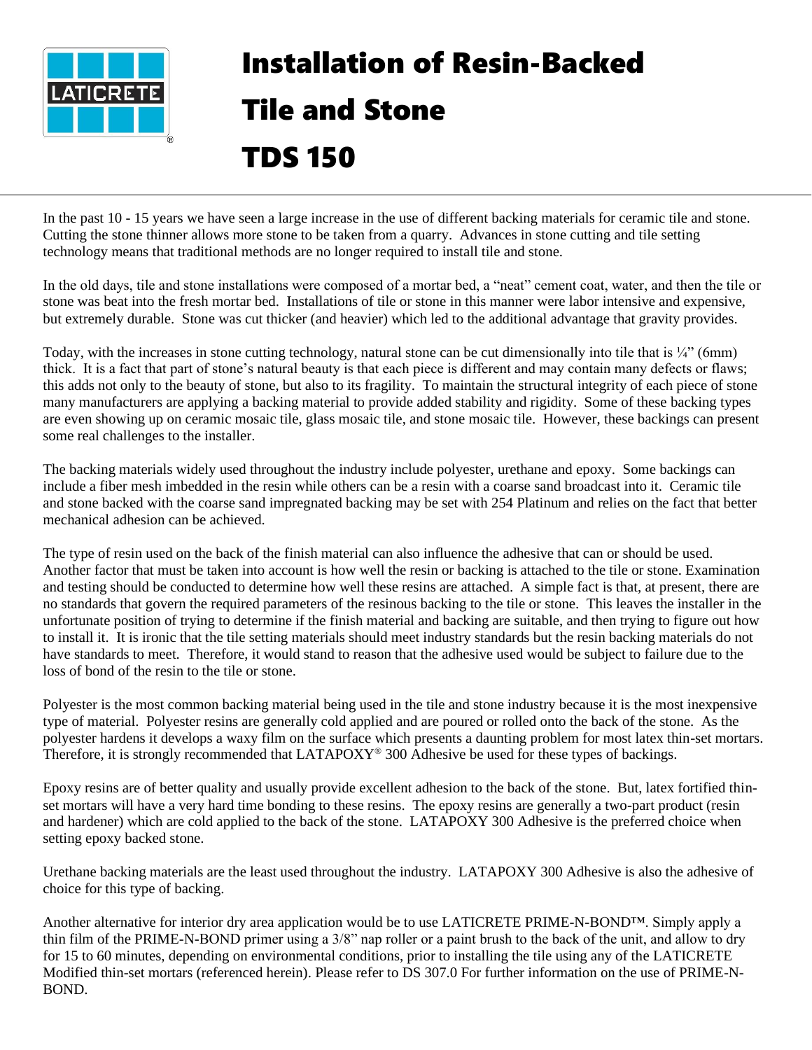# Installation of Resin-Backed Tile and Stone

# TDS 150

In the past 10 - 15 years we have seen a large increase in the use of different backing materials for ceramic tile and stone. Cutting the stone thinner allows more stone to be taken from a quarry. Advances in stone cutting and tile setting technology means that traditional methods are no longer required to install tile and stone.

In the old days, tile and stone installations were composed of a mortar bed, a "neat" cement coat, water, and then the tile or stone was beat into the fresh mortar bed. Installations of tile or stone in this manner were labor intensive and expensive, but extremely durable. Stone was cut thicker (and heavier) which led to the additional advantage that gravity provides.

Today, with the increases in stone cutting technology, natural stone can be cut dimensionally into tile that is ¼" (6mm) thick. It is a fact that part of stone's natural beauty is that each piece is different and may contain many defects or flaws; this adds not only to the beauty of stone, but also to its fragility. To maintain the structural integrity of each piece of stone many manufacturers are applying a backing material to provide added stability and rigidity. Some of these backing types are even showing up on ceramic mosaic tile, glass mosaic tile, and stone mosaic tile. However, these backings can present some real challenges to the installer.

The backing materials widely used throughout the industry include polyester, urethane and epoxy. Some backings can include a fiber mesh imbedded in the resin while others can be a resin with a coarse sand broadcast into it. Ceramic tile and stone backed with the coarse sand impregnated backing may be set with 254 Platinum and relies on the fact that better mechanical adhesion can be achieved.

The type of resin used on the back of the finish material can also influence the adhesive that can or should be used. Another factor that must be taken into account is how well the resin or backing is attached to the tile or stone. Examination and testing should be conducted to determine how well these resins are attached. A simple fact is that, at present, there are no standards that govern the required parameters of the resinous backing to the tile or stone. This leaves the installer in the unfortunate position of trying to determine if the finish material and backing are suitable, and then trying to figure out how to install it. It is ironic that the tile setting materials should meet industry standards but the resin backing materials do not have standards to meet. Therefore, it would stand to reason that the adhesive used would be subject to failure due to the loss of bond of the resin to the tile or stone.

Polyester is the most common backing material being used in the tile and stone industry because it is the most inexpensive type of material. Polyester resins are generally cold applied and are poured or rolled onto the back of the stone. As the polyester hardens it develops a waxy film on the surface which presents a daunting problem for most latex thin-set mortars. Therefore, it is strongly recommended that LATAPOXY® 300 Adhesive be used for these types of backings.

Epoxy resins are of better quality and usually provide excellent adhesion to the back of the stone. But, latex fortified thin-set mortars will have a very hard time bonding to these resins. The epoxy resins are generally a two-part product (resin and hardener) which are cold applied to the back of the stone. LATAPOXY 300 Adhesive is the preferred choice when setting epoxy backed stone.

Urethane backing materials are the least used throughout the industry. LATAPOXY 300 Adhesive is also the adhesive of choice for this type of backing.

Another alternative for interior dry area application would be to use LATICRETE PRIME-N-BOND™. Simply apply a thin film of the PRIME-N-BOND primer using a 3/8" nap roller or a paint brush to the back of the unit, and allow to dry for 15 to 60 minutes, depending on environmental conditions, prior to installing the tile using any of the LATICRETE Modified thin-set mortars (referenced herein). Please refer to DS 307.0 For further information on the use of PRIME-N-BOND.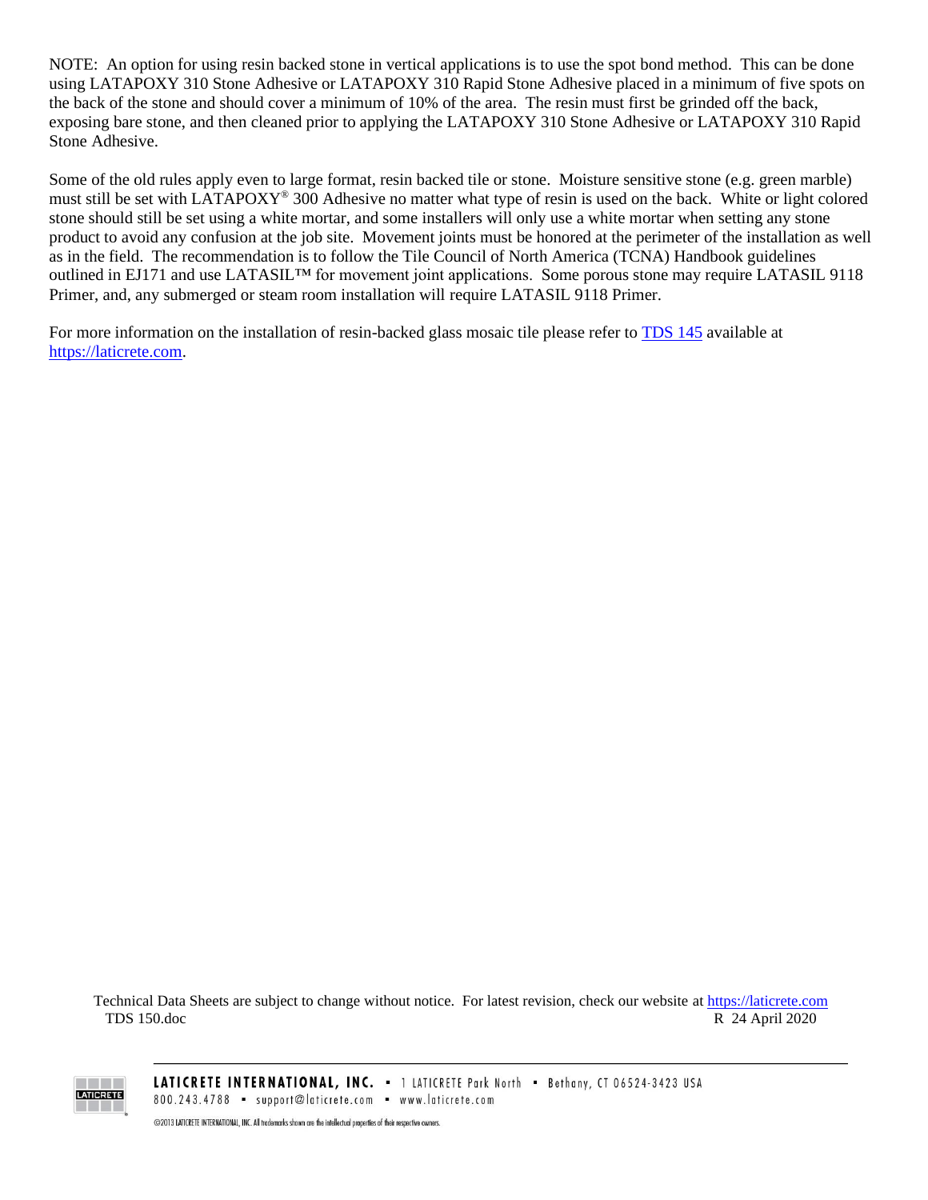NOTE: An option for using resin backed stone in vertical applications is to use the spot bond method. This can be done using LATAPOXY 310 Stone Adhesive or LATAPOXY 310 Rapid Stone Adhesive placed in a minimum of five spots on the back of the stone and should cover a minimum of 10% of the area. The resin must first be grinded off the back, exposing bare stone, and then cleaned prior to applying the LATAPOXY 310 Stone Adhesive or LATAPOXY 310 Rapid Stone Adhesive.

Some of the old rules apply even to large format, resin backed tile or stone. Moisture sensitive stone (e.g. green marble) must still be set with LATAPOXY® 300 Adhesive no matter what type of resin is used on the back. White or light colored stone should still be set using a white mortar, and some installers will only use a white mortar when setting any stone product to avoid any confusion at the job site. Movement joints must be honored at the perimeter of the installation as well as in the field. The recommendation is to follow the Tile Council of North America (TCNA) Handbook guidelines outlined in EJ171 and use LATASIL™ for movement joint applications. Some porous stone may require LATASIL 9118 Primer, and, any submerged or steam room installation will require LATASIL 9118 Primer.

For more information on the installation of resin-backed glass mosaic tile please refer to TDS 145 available at https://laticrete.com.

Technical Data Sheets are subject to change without notice. For latest revision, check our website at https://laticrete.com
TDS 150.doc R 24 April 2020